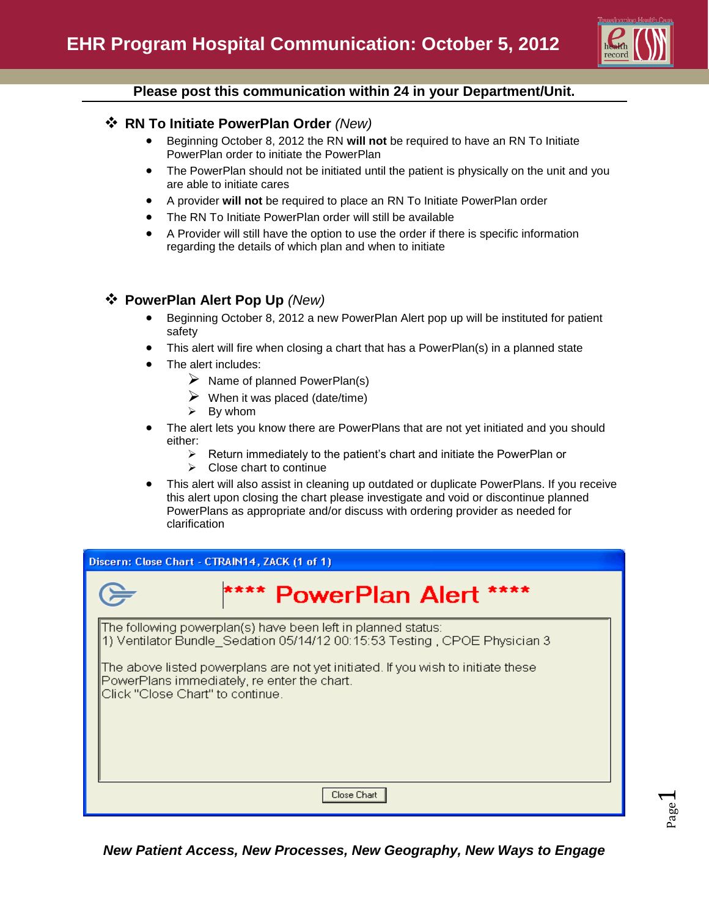# EHR Program Hospital Communication: October 5, 2012

**Please post this communication within 24 in your Department/Unit.**

## RN To Initiate PowerPlan Order *(New)*

- Beginning October 8, 2012 the RN **will not** be required to have an RN To Initiate PowerPlan order to initiate the PowerPlan
- The PowerPlan should not be initiated until the patient is physically on the unit and you are able to initiate cares
- A provider **will not** be required to place an RN To Initiate PowerPlan order
- The RN To Initiate PowerPlan order will still be available
- A Provider will still have the option to use the order if there is specific information regarding the details of which plan and when to initiate

## PowerPlan Alert Pop Up *(New)*

- Beginning October 8, 2012 a new PowerPlan Alert pop up will be instituted for patient safety
- This alert will fire when closing a chart that has a PowerPlan(s) in a planned state
- The alert includes:
  - Name of planned PowerPlan(s)
  - When it was placed (date/time)
  - By whom
- The alert lets you know there are PowerPlans that are not yet initiated and you should either:
  - Return immediately to the patient's chart and initiate the PowerPlan or
  - Close chart to continue
- This alert will also assist in cleaning up outdated or duplicate PowerPlans. If you receive this alert upon closing the chart please investigate and void or discontinue planned PowerPlans as appropriate and/or discuss with ordering provider as needed for clarification

**Discern: Close Chart - CTRAIN14, ZACK (1 of 1)**

**\*\*\*\* PowerPlan Alert \*\*\*\***

The following powerplan(s) have been left in planned status:
1) Ventilator Bundle_Sedation 05/14/12 00:15:53 Testing , CPOE Physician 3

The above listed powerplans are not yet initiated. If you wish to initiate these PowerPlans immediately, re enter the chart.
Click "Close Chart" to continue.

[Close Chart]

*New Patient Access, New Processes, New Geography, New Ways to Engage*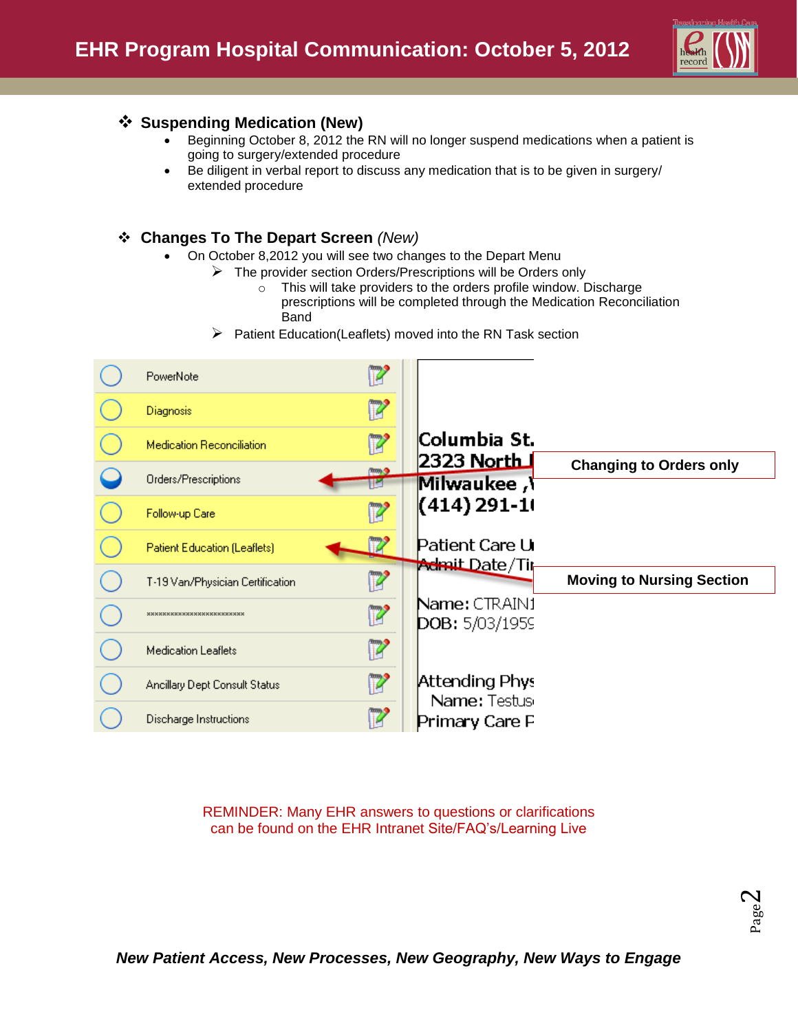## ❖ Suspending Medication (New)

- Beginning October 8, 2012 the RN will no longer suspend medications when a patient is going to surgery/extended procedure
- Be diligent in verbal report to discuss any medication that is to be given in surgery/ extended procedure

## ❖ Changes To The Depart Screen *(New)*

- On October 8,2012 you will see two changes to the Depart Menu
  - ➢ The provider section Orders/Prescriptions will be Orders only
    - o This will take providers to the orders profile window. Discharge prescriptions will be completed through the Medication Reconciliation Band
  - ➢ Patient Education(Leaflets) moved into the RN Task section

PowerNote
Diagnosis
Medication Reconciliation
Orders/Prescriptions
Follow-up Care
Patient Education (Leaflets)
T-19 Van/Physician Certification
\*\*\*\*\*\*\*\*\*\*\*\*\*\*\*\*\*\*\*\*\*\*\*\*
Medication Leaflets
Ancillary Dept Consult Status
Discharge Instructions

Columbia St.
2323 North
Milwaukee ,
(414) 291-1
Patient Care U
Admit Date/Ti
Name: CTRAIN1
DOB: 5/03/1959
Attending Phys
Name: Testus
Primary Care F

**Changing to Orders only**

**Moving to Nursing Section**

REMINDER: Many EHR answers to questions or clarifications can be found on the EHR Intranet Site/FAQ's/Learning Live

***New Patient Access, New Processes, New Geography, New Ways to Engage***